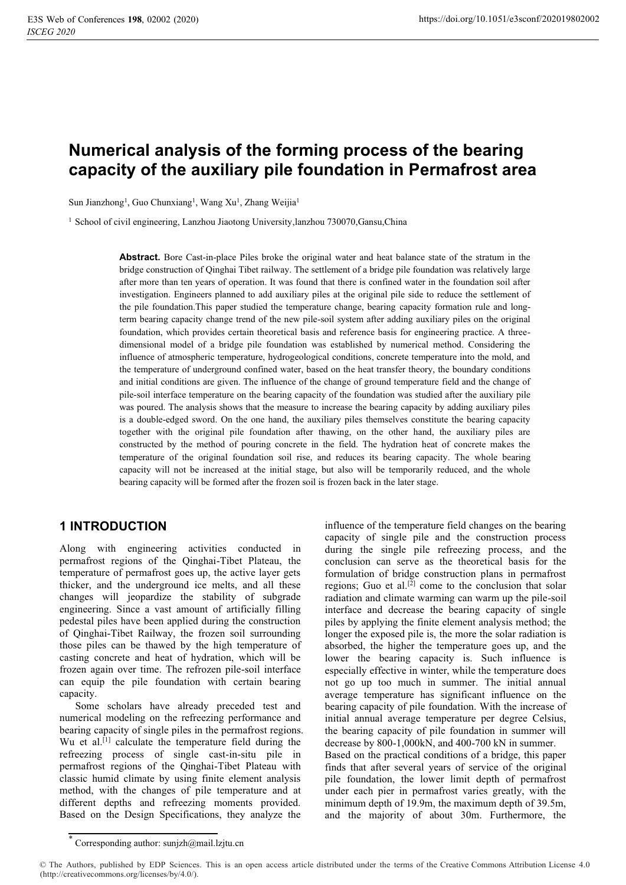# Numerical analysis of the forming process of the bearing capacity of the auxiliary pile foundation in Permafrost area

Sun Jianzhong[1], Guo Chunxiang[1], Wang Xu[1], Zhang Weijia[1]

[1] School of civil engineering, Lanzhou Jiaotong University,lanzhou 730070,Gansu,China

**Abstract.** Bore Cast-in-place Piles broke the original water and heat balance state of the stratum in the bridge construction of Qinghai Tibet railway. The settlement of a bridge pile foundation was relatively large after more than ten years of operation. It was found that there is confined water in the foundation soil after investigation. Engineers planned to add auxiliary piles at the original pile side to reduce the settlement of the pile foundation.This paper studied the temperature change, bearing capacity formation rule and long-term bearing capacity change trend of the new pile-soil system after adding auxiliary piles on the original foundation, which provides certain theoretical basis and reference basis for engineering practice. A three-dimensional model of a bridge pile foundation was established by numerical method. Considering the influence of atmospheric temperature, hydrogeological conditions, concrete temperature into the mold, and the temperature of underground confined water, based on the heat transfer theory, the boundary conditions and initial conditions are given. The influence of the change of ground temperature field and the change of pile-soil interface temperature on the bearing capacity of the foundation was studied after the auxiliary pile was poured. The analysis shows that the measure to increase the bearing capacity by adding auxiliary piles is a double-edged sword. On the one hand, the auxiliary piles themselves constitute the bearing capacity together with the original pile foundation after thawing, on the other hand, the auxiliary piles are constructed by the method of pouring concrete in the field. The hydration heat of concrete makes the temperature of the original foundation soil rise, and reduces its bearing capacity. The whole bearing capacity will not be increased at the initial stage, but also will be temporarily reduced, and the whole bearing capacity will be formed after the frozen soil is frozen back in the later stage.

## 1 INTRODUCTION

Along with engineering activities conducted in permafrost regions of the Qinghai-Tibet Plateau, the temperature of permafrost goes up, the active layer gets thicker, and the underground ice melts, and all these changes will jeopardize the stability of subgrade engineering. Since a vast amount of artificially filling pedestal piles have been applied during the construction of Qinghai-Tibet Railway, the frozen soil surrounding those piles can be thawed by the high temperature of casting concrete and heat of hydration, which will be frozen again over time. The refrozen pile-soil interface can equip the pile foundation with certain bearing capacity.

Some scholars have already preceded test and numerical modeling on the refreezing performance and bearing capacity of single piles in the permafrost regions. Wu et al.[1] calculate the temperature field during the refreezing process of single cast-in-situ pile in permafrost regions of the Qinghai-Tibet Plateau with classic humid climate by using finite element analysis method, with the changes of pile temperature and at different depths and refreezing moments provided. Based on the Design Specifications, they analyze the influence of the temperature field changes on the bearing capacity of single pile and the construction process during the single pile refreezing process, and the conclusion can serve as the theoretical basis for the formulation of bridge construction plans in permafrost regions; Guo et al.[2] come to the conclusion that solar radiation and climate warming can warm up the pile-soil interface and decrease the bearing capacity of single piles by applying the finite element analysis method; the longer the exposed pile is, the more the solar radiation is absorbed, the higher the temperature goes up, and the lower the bearing capacity is. Such influence is especially effective in winter, while the temperature does not go up too much in summer. The initial annual average temperature has significant influence on the bearing capacity of pile foundation. With the increase of initial annual average temperature per degree Celsius, the bearing capacity of pile foundation in summer will decrease by 800-1,000kN, and 400-700 kN in summer.

Based on the practical conditions of a bridge, this paper finds that after several years of service of the original pile foundation, the lower limit depth of permafrost under each pier in permafrost varies greatly, with the minimum depth of 19.9m, the maximum depth of 39.5m, and the majority of about 30m. Furthermore, the

\* Corresponding author: sunjzh@mail.lzjtu.cn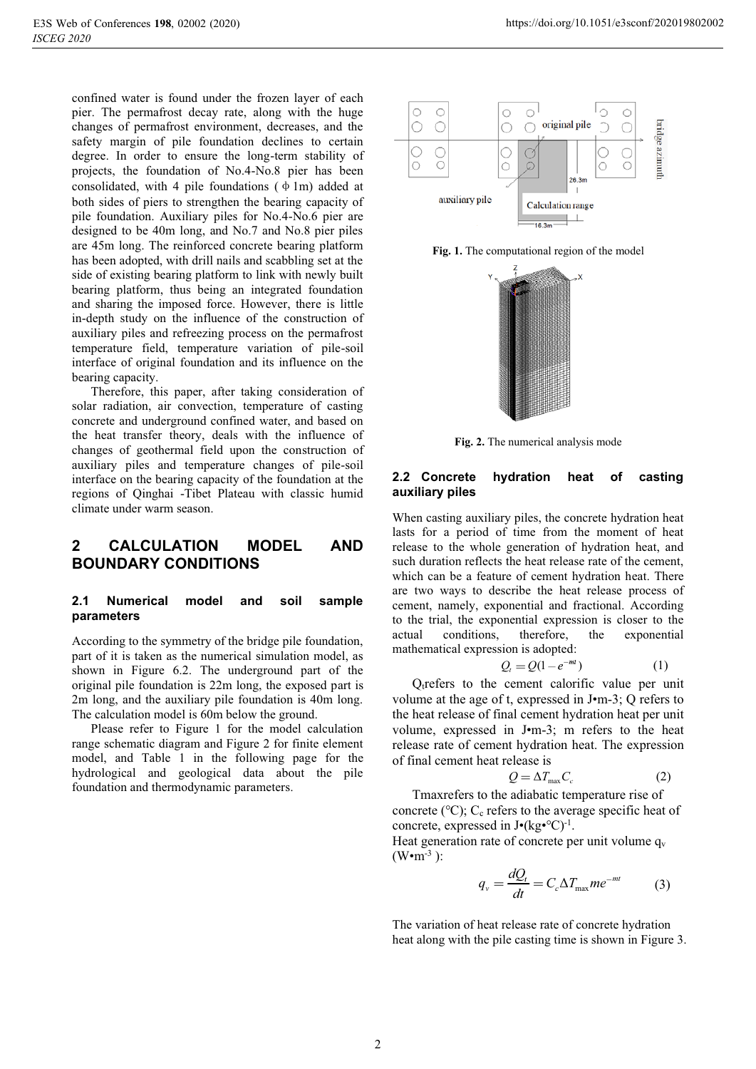confined water is found under the frozen layer of each pier. The permafrost decay rate, along with the huge changes of permafrost environment, decreases, and the safety margin of pile foundation declines to certain degree. In order to ensure the long-term stability of projects, the foundation of No.4-No.8 pier has been consolidated, with 4 pile foundations ( ϕ 1m) added at both sides of piers to strengthen the bearing capacity of pile foundation. Auxiliary piles for No.4-No.6 pier are designed to be 40m long, and No.7 and No.8 pier piles are 45m long. The reinforced concrete bearing platform has been adopted, with drill nails and scabbling set at the side of existing bearing platform to link with newly built bearing platform, thus being an integrated foundation and sharing the imposed force. However, there is little in-depth study on the influence of the construction of auxiliary piles and refreezing process on the permafrost temperature field, temperature variation of pile-soil interface of original foundation and its influence on the bearing capacity.

Therefore, this paper, after taking consideration of solar radiation, air convection, temperature of casting concrete and underground confined water, and based on the heat transfer theory, deals with the influence of changes of geothermal field upon the construction of auxiliary piles and temperature changes of pile-soil interface on the bearing capacity of the foundation at the regions of Qinghai -Tibet Plateau with classic humid climate under warm season.

## 2 CALCULATION MODEL AND BOUNDARY CONDITIONS

### 2.1 Numerical model and soil sample parameters

According to the symmetry of the bridge pile foundation, part of it is taken as the numerical simulation model, as shown in Figure 6.2. The underground part of the original pile foundation is 22m long, the exposed part is 2m long, and the auxiliary pile foundation is 40m long. The calculation model is 60m below the ground.

Please refer to Figure 1 for the model calculation range schematic diagram and Figure 2 for finite element model, and Table 1 in the following page for the hydrological and geological data about the pile foundation and thermodynamic parameters.

**Fig. 1.** The computational region of the model

**Fig. 2.** The numerical analysis mode

### 2.2 Concrete hydration heat of casting auxiliary piles

When casting auxiliary piles, the concrete hydration heat lasts for a period of time from the moment of heat release to the whole generation of hydration heat, and such duration reflects the heat release rate of the cement, which can be a feature of cement hydration heat. There are two ways to describe the heat release process of cement, namely, exponential and fractional. According to the trial, the exponential expression is closer to the actual conditions, therefore, the exponential mathematical expression is adopted:

$$Q_t = Q(1 - e^{-mt}) \tag{1}$$

$Q_t$ refers to the cement calorific value per unit volume at the age of t, expressed in J•m-3; Q refers to the heat release of final cement hydration heat per unit volume, expressed in J•m-3; m refers to the heat release rate of cement hydration heat. The expression of final cement heat release is

$$Q = \Delta T_{\max} C_c \tag{2}$$

Tmax refers to the adiabatic temperature rise of concrete (°C); $C_c$ refers to the average specific heat of concrete, expressed in J•(kg•°C)$^{-1}$.

Heat generation rate of concrete per unit volume $q_v$ (W•m$^{-3}$ ):

$$q_v = \frac{dQ_t}{dt} = C_c \Delta T_{\max} m e^{-mt} \tag{3}$$

The variation of heat release rate of concrete hydration heat along with the pile casting time is shown in Figure 3.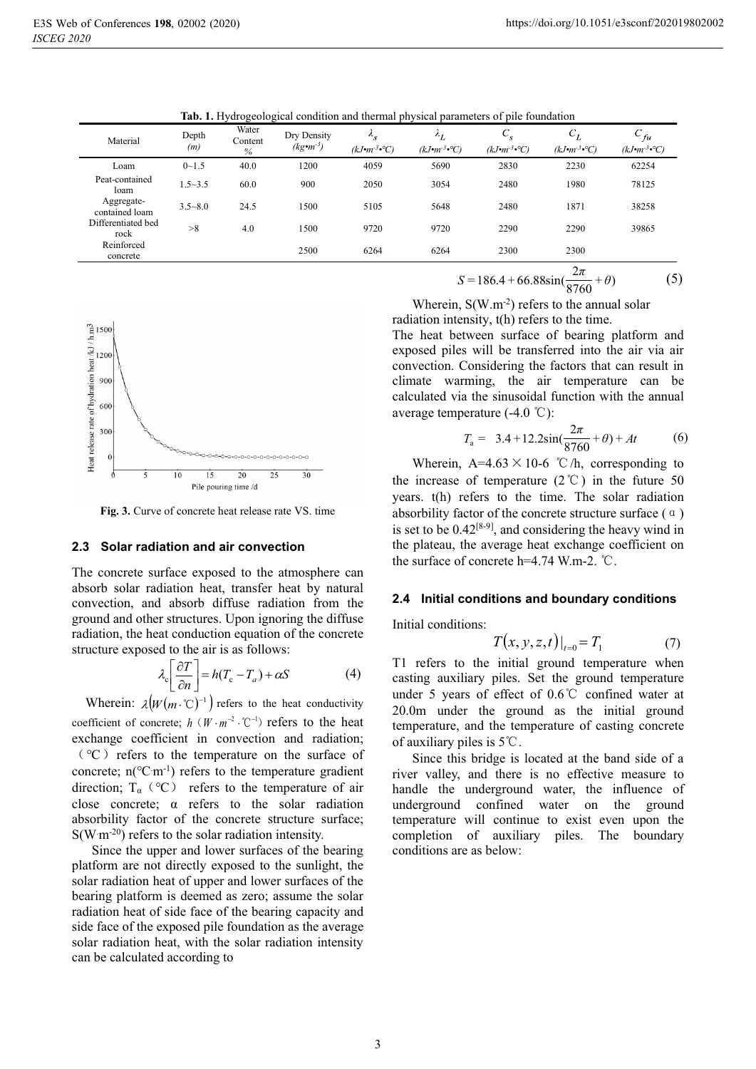**Tab. 1.** Hydrogeological condition and thermal physical parameters of pile foundation

| Material | Depth (m) | Water Content % | Dry Density $(kg\bullet m^{-3})$ | $\lambda_s$ $(kJ\bullet m^{-3}\bullet ℃)$ | $\lambda_L$ $(kJ\bullet m^{-3}\bullet ℃)$ | $C_s$ $(kJ\bullet m^{-3}\bullet ℃)$ | $C_L$ $(kJ\bullet m^{-3}\bullet ℃)$ | $C_{fu}$ $(kJ\bullet m^{-3}\bullet ℃)$ |
|---|---|---|---|---|---|---|---|---|
| Loam | 0~1.5 | 40.0 | 1200 | 4059 | 5690 | 2830 | 2230 | 62254 |
| Peat-contained loam | 1.5~3.5 | 60.0 | 900 | 2050 | 3054 | 2480 | 1980 | 78125 |
| Aggregate-contained loam | 3.5~8.0 | 24.5 | 1500 | 5105 | 5648 | 2480 | 1871 | 38258 |
| Differentiated bed rock | >8 | 4.0 | 1500 | 9720 | 9720 | 2290 | 2290 | 39865 |
| Reinforced concrete | | | 2500 | 6264 | 6264 | 2300 | 2300 | |

Fig. 3. Curve of concrete heat release rate VS. time

### 2.3 Solar radiation and air convection

The concrete surface exposed to the atmosphere can absorb solar radiation heat, transfer heat by natural convection, and absorb diffuse radiation from the ground and other structures. Upon ignoring the diffuse radiation, the heat conduction equation of the concrete structure exposed to the air is as follows:

$$\lambda_c\left[\frac{\partial T}{\partial n}\right] = h(T_c - T_a) + \alpha S \tag{4}$$

Wherein: $\lambda\left(W\left(m\cdot ℃\right)^{-1}\right)$ refers to the heat conductivity coefficient of concrete; $h$ $(W\cdot m^{-2}\cdot ℃^{-1})$ refers to the heat exchange coefficient in convection and radiation; (℃) refers to the temperature on the surface of concrete; n(℃m$^{-1}$) refers to the temperature gradient direction; $T_\alpha$ (℃) refers to the temperature of air close concrete; α refers to the solar radiation absorbility factor of the concrete structure surface; S(W m$^{-20}$) refers to the solar radiation intensity.

Since the upper and lower surfaces of the bearing platform are not directly exposed to the sunlight, the solar radiation heat of upper and lower surfaces of the bearing platform is deemed as zero; assume the solar radiation heat of side face of the bearing capacity and side face of the exposed pile foundation as the average solar radiation heat, with the solar radiation intensity can be calculated according to

$$S = 186.4 + 66.88\sin\left(\frac{2\pi}{8760} + \theta\right) \tag{5}$$

Wherein, S(W.m$^{-2}$) refers to the annual solar radiation intensity, t(h) refers to the time.

The heat between surface of bearing platform and exposed piles will be transferred into the air via air convection. Considering the factors that can result in climate warming, the air temperature can be calculated via the sinusoidal function with the annual average temperature (-4.0 ℃):

$$T_a = 3.4 + 12.2\sin\left(\frac{2\pi}{8760} + \theta\right) + At \tag{6}$$

Wherein, A=4.63×10-6 ℃/h, corresponding to the increase of temperature (2℃) in the future 50 years. t(h) refers to the time. The solar radiation absorbility factor of the concrete structure surface (α) is set to be 0.42[8-9], and considering the heavy wind in the plateau, the average heat exchange coefficient on the surface of concrete h=4.74 W.m-2. ℃.

### 2.4 Initial conditions and boundary conditions

Initial conditions:

$$T(x, y, z, t)\big|_{t=0} = T_1 \tag{7}$$

T1 refers to the initial ground temperature when casting auxiliary piles. Set the ground temperature under 5 years of effect of 0.6℃ confined water at 20.0m under the ground as the initial ground temperature, and the temperature of casting concrete of auxiliary piles is 5℃.

Since this bridge is located at the band side of a river valley, and there is no effective measure to handle the underground water, the influence of underground confined water on the ground temperature will continue to exist even upon the completion of auxiliary piles. The boundary conditions are as below: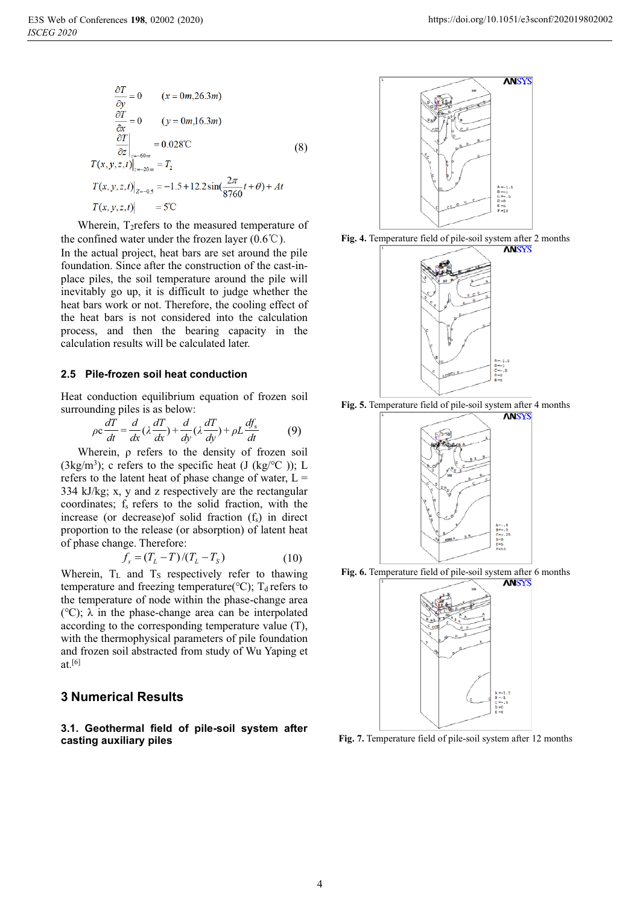$$
\begin{aligned}
&\frac{\partial T}{\partial y} = 0 \qquad (x = 0m, 26.3m) \\
&\frac{\partial T}{\partial x} = 0 \qquad (y = 0m, 16.3m) \\
&\left.\frac{\partial T}{\partial z}\right|_{z=-60m} = 0.028^{\circ}\mathrm{C} \\
&T(x,y,z,t)\big|_{z=-20m} = T_2 \\
&T(x,y,z,t)\big|_{Z=-0.5} = -1.5 + 12.2\sin\left(\frac{2\pi}{8760}t + \theta\right) + At \\
&T(x,y,z,t)\big| \quad = 5^{\circ}\mathrm{C}
\end{aligned}
\tag{8}
$$

Wherein, $T_2$ refers to the measured temperature of the confined water under the frozen layer (0.6℃).

In the actual project, heat bars are set around the pile foundation. Since after the construction of the cast-in-place piles, the soil temperature around the pile will inevitably go up, it is difficult to judge whether the heat bars work or not. Therefore, the cooling effect of the heat bars is not considered into the calculation process, and then the bearing capacity in the calculation results will be calculated later.

### 2.5 Pile-frozen soil heat conduction

Heat conduction equilibrium equation of frozen soil surrounding piles is as below:

$$
\rho c\frac{dT}{dt} = \frac{d}{dx}\left(\lambda\frac{dT}{dx}\right) + \frac{d}{dy}\left(\lambda\frac{dT}{dy}\right) + \rho L\frac{df_s}{dt} \tag{9}
$$

Wherein, ρ refers to the density of frozen soil (3kg/m$^3$); c refers to the specific heat (J (kg/°C )); L refers to the latent heat of phase change of water, L = 334 kJ/kg; x, y and z respectively are the rectangular coordinates; $f_s$ refers to the solid fraction, with the increase (or decrease)of solid fraction ($f_s$) in direct proportion to the release (or absorption) of latent heat of phase change. Therefore:

$$
f_s = (T_L - T)/(T_L - T_S) \tag{10}
$$

Wherein, $T_L$ and $T_S$ respectively refer to thawing temperature and freezing temperature(°C); $T_d$ refers to the temperature of node within the phase-change area (°C); λ in the phase-change area can be interpolated according to the corresponding temperature value (T), with the thermophysical parameters of pile foundation and frozen soil abstracted from study of Wu Yaping et at.[6]

## 3 Numerical Results

### 3.1. Geothermal field of pile-soil system after casting auxiliary piles

**Fig. 4.** Temperature field of pile-soil system after 2 months

**Fig. 5.** Temperature field of pile-soil system after 4 months

**Fig. 6.** Temperature field of pile-soil system after 6 months

**Fig. 7.** Temperature field of pile-soil system after 12 months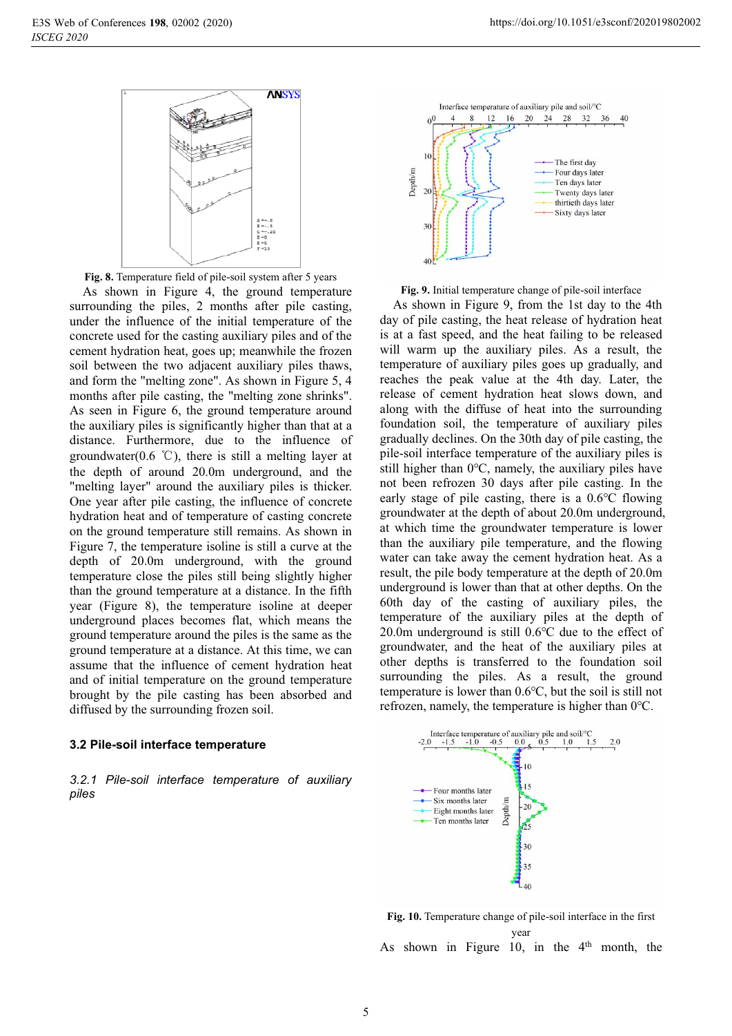Fig. 8. Temperature field of pile-soil system after 5 years

As shown in Figure 4, the ground temperature surrounding the piles, 2 months after pile casting, under the influence of the initial temperature of the concrete used for the casting auxiliary piles and of the cement hydration heat, goes up; meanwhile the frozen soil between the two adjacent auxiliary piles thaws, and form the "melting zone". As shown in Figure 5, 4 months after pile casting, the "melting zone" shrinks". As seen in Figure 6, the ground temperature around the auxiliary piles is significantly higher than that at a distance. Furthermore, due to the influence of groundwater(0.6 ℃), there is still a melting layer at the depth of around 20.0m underground, and the "melting layer" around the auxiliary piles is thicker. One year after pile casting, the influence of concrete hydration heat and of temperature of casting concrete on the ground temperature still remains. As shown in Figure 7, the temperature isoline is still a curve at the depth of 20.0m underground, with the ground temperature close the piles still being slightly higher than the ground temperature at a distance. In the fifth year (Figure 8), the temperature isoline at deeper underground places becomes flat, which means the ground temperature around the piles is the same as the ground temperature at a distance. At this time, we can assume that the influence of cement hydration heat and of initial temperature on the ground temperature brought by the pile casting has been absorbed and diffused by the surrounding frozen soil.

### 3.2 Pile-soil interface temperature

#### *3.2.1 Pile-soil interface temperature of auxiliary piles*

Fig. 9. Initial temperature change of pile-soil interface

As shown in Figure 9, from the 1st day to the 4th day of pile casting, the heat release of hydration heat is at a fast speed, and the heat failing to be released will warm up the auxiliary piles. As a result, the temperature of auxiliary piles goes up gradually, and reaches the peak value at the 4th day. Later, the release of cement hydration heat slows down, and along with the diffuse of heat into the surrounding foundation soil, the temperature of auxiliary piles gradually declines. On the 30th day of pile casting, the pile-soil interface temperature of the auxiliary piles is still higher than 0°C, namely, the auxiliary piles have not been refrozen 30 days after pile casting. In the early stage of pile casting, there is a 0.6°C flowing groundwater at the depth of about 20.0m underground, at which time the groundwater temperature is lower than the auxiliary pile temperature, and the flowing water can take away the cement hydration heat. As a result, the pile body temperature at the depth of 20.0m underground is lower than that at other depths. On the 60th day of the casting of auxiliary piles, the temperature of the auxiliary piles at the depth of 20.0m underground is still 0.6°C due to the effect of groundwater, and the heat of the auxiliary piles at other depths is transferred to the foundation soil surrounding the piles. As a result, the ground temperature is lower than 0.6°C, but the soil is still not refrozen, namely, the temperature is higher than 0°C.

Fig. 10. Temperature change of pile-soil interface in the first year

As shown in Figure 10, in the 4th month, the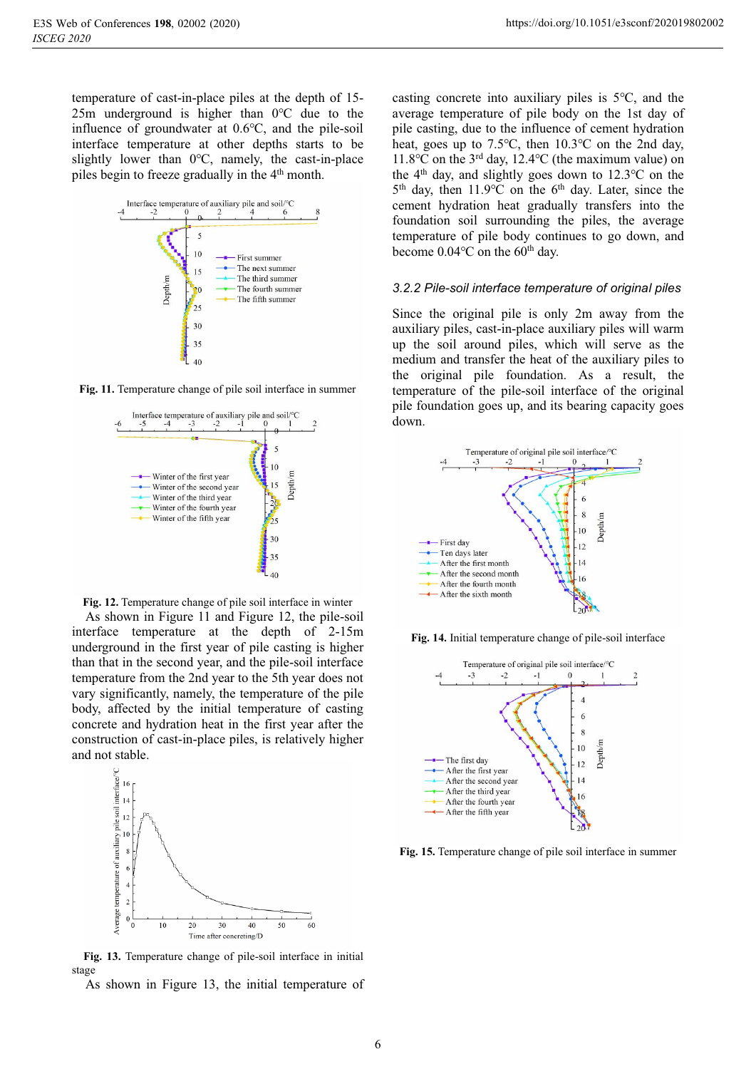temperature of cast-in-place piles at the depth of 15-25m underground is higher than 0℃ due to the influence of groundwater at 0.6℃, and the pile-soil interface temperature at other depths starts to be slightly lower than 0℃, namely, the cast-in-place piles begin to freeze gradually in the 4th month.

Fig. 11. Temperature change of pile soil interface in summer

Fig. 12. Temperature change of pile soil interface in winter

As shown in Figure 11 and Figure 12, the pile-soil interface temperature at the depth of 2-15m underground in the first year of pile casting is higher than that in the second year, and the pile-soil interface temperature from the 2nd year to the 5th year does not vary significantly, namely, the temperature of the pile body, affected by the initial temperature of casting concrete and hydration heat in the first year after the construction of cast-in-place piles, is relatively higher and not stable.

Fig. 13. Temperature change of pile-soil interface in initial stage

As shown in Figure 13, the initial temperature of casting concrete into auxiliary piles is 5℃, and the average temperature of pile body on the 1st day of pile casting, due to the influence of cement hydration heat, goes up to 7.5℃, then 10.3℃ on the 2nd day, 11.8℃ on the 3rd day, 12.4℃ (the maximum value) on the 4th day, and slightly goes down to 12.3℃ on the 5th day, then 11.9℃ on the 6th day. Later, since the cement hydration heat gradually transfers into the foundation soil surrounding the piles, the average temperature of pile body continues to go down, and become 0.04℃ on the 60th day.

### *3.2.2 Pile-soil interface temperature of original piles*

Since the original pile is only 2m away from the auxiliary piles, cast-in-place auxiliary piles will warm up the soil around piles, which will serve as the medium and transfer the heat of the auxiliary piles to the original pile foundation. As a result, the temperature of the pile-soil interface of the original pile foundation goes up, and its bearing capacity goes down.

Fig. 14. Initial temperature change of pile-soil interface

Fig. 15. Temperature change of pile soil interface in summer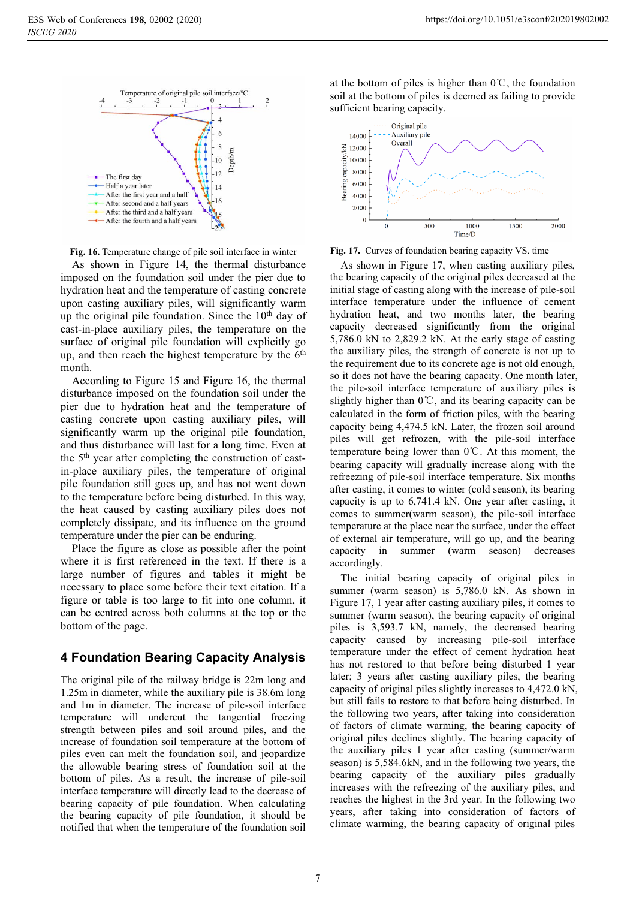Fig. 16. Temperature change of pile soil interface in winter

As shown in Figure 14, the thermal disturbance imposed on the foundation soil under the pier due to hydration heat and the temperature of casting concrete upon casting auxiliary piles, will significantly warm up the original pile foundation. Since the 10th day of cast-in-place auxiliary piles, the temperature on the surface of original pile foundation will explicitly go up, and then reach the highest temperature by the 6th month.

According to Figure 15 and Figure 16, the thermal disturbance imposed on the foundation soil under the pier due to hydration heat and the temperature of casting concrete upon casting auxiliary piles, will significantly warm up the original pile foundation, and thus disturbance will last for a long time. Even at the 5th year after completing the construction of cast-in-place auxiliary piles, the temperature of original pile foundation still goes up, and has not went down to the temperature before being disturbed. In this way, the heat caused by casting auxiliary piles does not completely dissipate, and its influence on the ground temperature under the pier can be enduring.

Place the figure as close as possible after the point where it is first referenced in the text. If there is a large number of figures and tables it might be necessary to place some before their text citation. If a figure or table is too large to fit into one column, it can be centred across both columns at the top or the bottom of the page.

## 4 Foundation Bearing Capacity Analysis

The original pile of the railway bridge is 22m long and 1.25m in diameter, while the auxiliary pile is 38.6m long and 1m in diameter. The increase of pile-soil interface temperature will undercut the tangential freezing strength between piles and soil around piles, and the increase of foundation soil temperature at the bottom of piles even can melt the foundation soil, and jeopardize the allowable bearing stress of foundation soil at the bottom of piles. As a result, the increase of pile-soil interface temperature will directly lead to the decrease of bearing capacity of pile foundation. When calculating the bearing capacity of pile foundation, it should be notified that when the temperature of the foundation soil at the bottom of piles is higher than 0℃, the foundation soil at the bottom of piles is deemed as failing to provide sufficient bearing capacity.

Fig. 17. Curves of foundation bearing capacity VS. time

As shown in Figure 17, when casting auxiliary piles, the bearing capacity of the original piles decreased at the initial stage of casting along with the increase of pile-soil interface temperature under the influence of cement hydration heat, and two months later, the bearing capacity decreased significantly from the original 5,786.0 kN to 2,829.2 kN. At the early stage of casting the auxiliary piles, the strength of concrete is not up to the requirement due to its concrete age is not old enough, so it does not have the bearing capacity. One month later, the pile-soil interface temperature of auxiliary piles is slightly higher than 0℃, and its bearing capacity can be calculated in the form of friction piles, with the bearing capacity being 4,474.5 kN. Later, the frozen soil around piles will get refrozen, with the pile-soil interface temperature being lower than 0℃. At this moment, the bearing capacity will gradually increase along with the refreezing of pile-soil interface temperature. Six months after casting, it comes to winter (cold season), its bearing capacity is up to 6,741.4 kN. One year after casting, it comes to summer(warm season), the pile-soil interface temperature at the place near the surface, under the effect of external air temperature, will go up, and the bearing capacity in summer (warm season) decreases accordingly.

The initial bearing capacity of original piles in summer (warm season) is 5,786.0 kN. As shown in Figure 17, 1 year after casting auxiliary piles, it comes to summer (warm season), the bearing capacity of original piles is 3,593.7 kN, namely, the decreased bearing capacity caused by increasing pile-soil interface temperature under the effect of cement hydration heat has not restored to that before being disturbed 1 year later; 3 years after casting auxiliary piles, the bearing capacity of original piles slightly increases to 4,472.0 kN, but still fails to restore to that before being disturbed. In the following two years, after taking into consideration of factors of climate warming, the bearing capacity of original piles declines slightly. The bearing capacity of the auxiliary piles 1 year after casting (summer/warm season) is 5,584.6kN, and in the following two years, the bearing capacity of the auxiliary piles gradually increases with the refreezing of the auxiliary piles, and reaches the highest in the 3rd year. In the following two years, after taking into consideration of factors of climate warming, the bearing capacity of original piles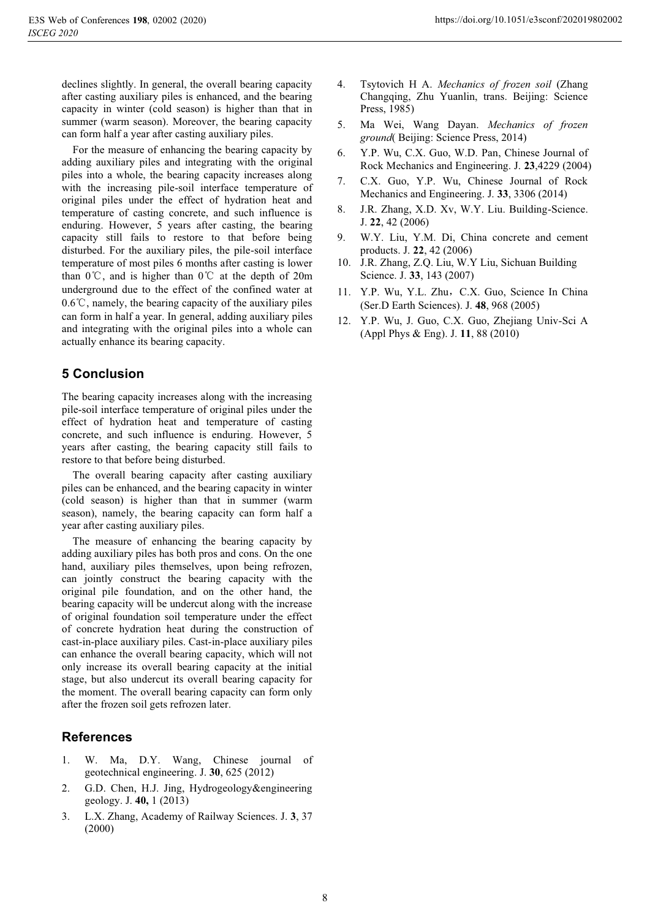declines slightly. In general, the overall bearing capacity after casting auxiliary piles is enhanced, and the bearing capacity in winter (cold season) is higher than that in summer (warm season). Moreover, the bearing capacity can form half a year after casting auxiliary piles.

For the measure of enhancing the bearing capacity by adding auxiliary piles and integrating with the original piles into a whole, the bearing capacity increases along with the increasing pile-soil interface temperature of original piles under the effect of hydration heat and temperature of casting concrete, and such influence is enduring. However, 5 years after casting, the bearing capacity still fails to restore to that before being disturbed. For the auxiliary piles, the pile-soil interface temperature of most piles 6 months after casting is lower than 0℃, and is higher than 0℃ at the depth of 20m underground due to the effect of the confined water at 0.6℃, namely, the bearing capacity of the auxiliary piles can form in half a year. In general, adding auxiliary piles and integrating with the original piles into a whole can actually enhance its bearing capacity.

## 5 Conclusion

The bearing capacity increases along with the increasing pile-soil interface temperature of original piles under the effect of hydration heat and temperature of casting concrete, and such influence is enduring. However, 5 years after casting, the bearing capacity still fails to restore to that before being disturbed.

The overall bearing capacity after casting auxiliary piles can be enhanced, and the bearing capacity in winter (cold season) is higher than that in summer (warm season), namely, the bearing capacity can form half a year after casting auxiliary piles.

The measure of enhancing the bearing capacity by adding auxiliary piles has both pros and cons. On the one hand, auxiliary piles themselves, upon being refrozen, can jointly construct the bearing capacity with the original pile foundation, and on the other hand, the bearing capacity will be undercut along with the increase of original foundation soil temperature under the effect of concrete hydration heat during the construction of cast-in-place auxiliary piles. Cast-in-place auxiliary piles can enhance the overall bearing capacity, which will not only increase its overall bearing capacity at the initial stage, but also undercut its overall bearing capacity for the moment. The overall bearing capacity can form only after the frozen soil gets refrozen later.

## References

1. W. Ma, D.Y. Wang, Chinese journal of geotechnical engineering. J. **30**, 625 (2012)
2. G.D. Chen, H.J. Jing, Hydrogeology&engineering geology. J. **40,** 1 (2013)
3. L.X. Zhang, Academy of Railway Sciences. J. **3**, 37 (2000)
4. Tsytovich H A. *Mechanics of frozen soil* (Zhang Changqing, Zhu Yuanlin, trans. Beijing: Science Press, 1985)
5. Ma Wei, Wang Dayan. *Mechanics of frozen ground*( Beijing: Science Press, 2014)
6. Y.P. Wu, C.X. Guo, W.D. Pan, Chinese Journal of Rock Mechanics and Engineering. J. **23**,4229 (2004)
7. C.X. Guo, Y.P. Wu, Chinese Journal of Rock Mechanics and Engineering. J. **33**, 3306 (2014)
8. J.R. Zhang, X.D. Xv, W.Y. Liu. Building-Science. J. **22**, 42 (2006)
9. W.Y. Liu, Y.M. Di, China concrete and cement products. J. **22**, 42 (2006)
10. J.R. Zhang, Z.Q. Liu, W.Y Liu, Sichuan Building Science. J. **33**, 143 (2007)
11. Y.P. Wu, Y.L. Zhu，C.X. Guo, Science In China (Ser.D Earth Sciences). J. **48**, 968 (2005)
12. Y.P. Wu, J. Guo, C.X. Guo, Zhejiang Univ-Sci A (Appl Phys & Eng). J. **11**, 88 (2010)